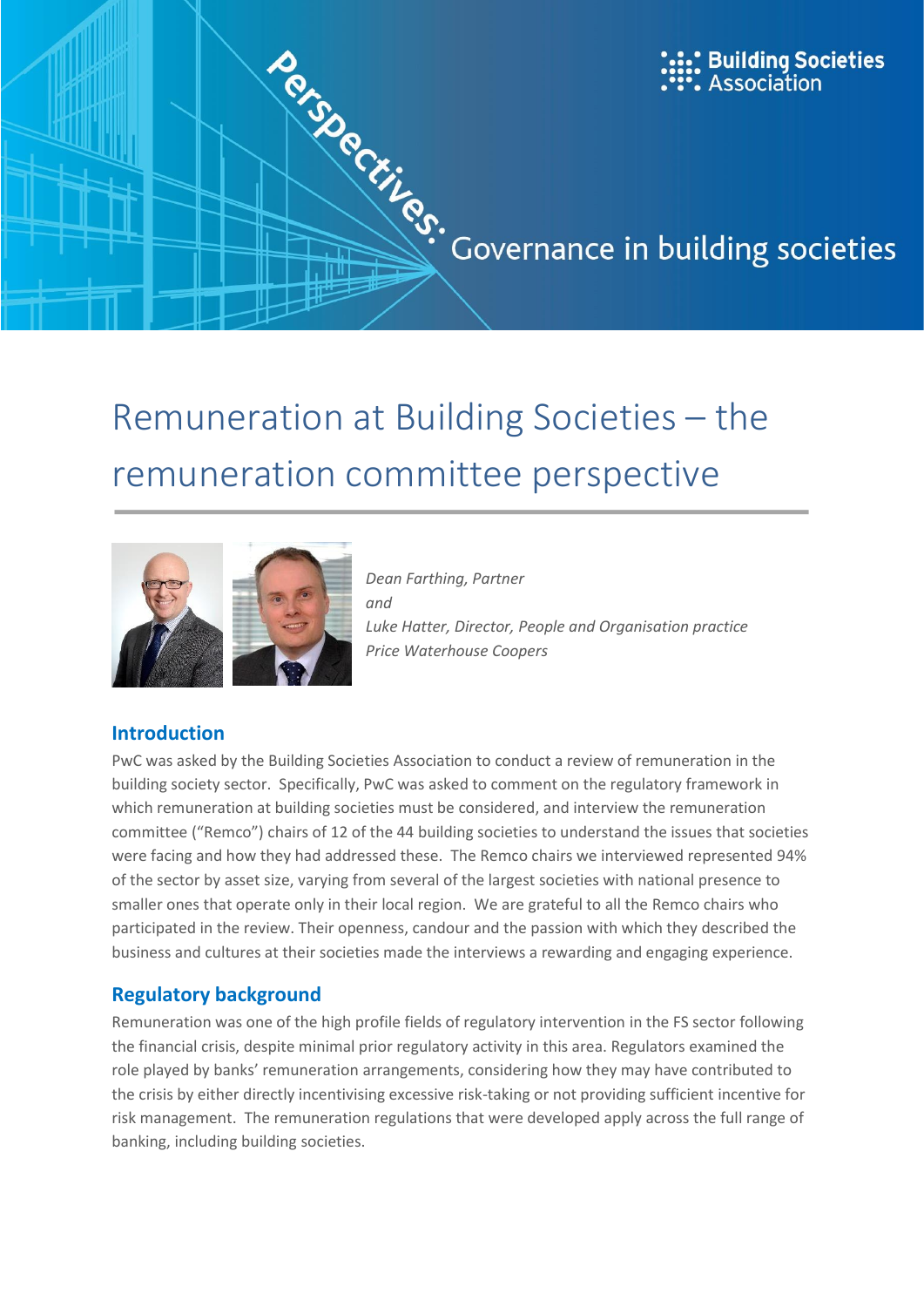Perspectives: Governance in building societies

Building Societies Association

# Remuneration at Building Societies – the remuneration committee perspective

*Dean Farthing, Partner*
*and*
*Luke Hatter, Director, People and Organisation practice*
*Price Waterhouse Coopers*

## Introduction

PwC was asked by the Building Societies Association to conduct a review of remuneration in the building society sector. Specifically, PwC was asked to comment on the regulatory framework in which remuneration at building societies must be considered, and interview the remuneration committee ("Remco") chairs of 12 of the 44 building societies to understand the issues that societies were facing and how they had addressed these. The Remco chairs we interviewed represented 94% of the sector by asset size, varying from several of the largest societies with national presence to smaller ones that operate only in their local region. We are grateful to all the Remco chairs who participated in the review. Their openness, candour and the passion with which they described the business and cultures at their societies made the interviews a rewarding and engaging experience.

## Regulatory background

Remuneration was one of the high profile fields of regulatory intervention in the FS sector following the financial crisis, despite minimal prior regulatory activity in this area. Regulators examined the role played by banks' remuneration arrangements, considering how they may have contributed to the crisis by either directly incentivising excessive risk-taking or not providing sufficient incentive for risk management. The remuneration regulations that were developed apply across the full range of banking, including building societies.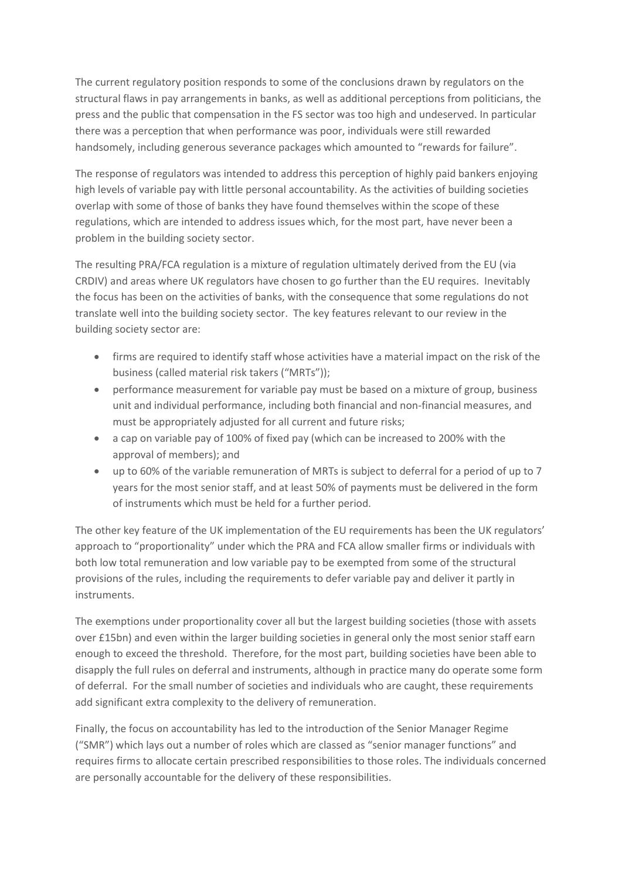The current regulatory position responds to some of the conclusions drawn by regulators on the structural flaws in pay arrangements in banks, as well as additional perceptions from politicians, the press and the public that compensation in the FS sector was too high and undeserved. In particular there was a perception that when performance was poor, individuals were still rewarded handsomely, including generous severance packages which amounted to "rewards for failure".

The response of regulators was intended to address this perception of highly paid bankers enjoying high levels of variable pay with little personal accountability. As the activities of building societies overlap with some of those of banks they have found themselves within the scope of these regulations, which are intended to address issues which, for the most part, have never been a problem in the building society sector.

The resulting PRA/FCA regulation is a mixture of regulation ultimately derived from the EU (via CRDIV) and areas where UK regulators have chosen to go further than the EU requires. Inevitably the focus has been on the activities of banks, with the consequence that some regulations do not translate well into the building society sector. The key features relevant to our review in the building society sector are:

- firms are required to identify staff whose activities have a material impact on the risk of the business (called material risk takers ("MRTs"));
- performance measurement for variable pay must be based on a mixture of group, business unit and individual performance, including both financial and non-financial measures, and must be appropriately adjusted for all current and future risks;
- a cap on variable pay of 100% of fixed pay (which can be increased to 200% with the approval of members); and
- up to 60% of the variable remuneration of MRTs is subject to deferral for a period of up to 7 years for the most senior staff, and at least 50% of payments must be delivered in the form of instruments which must be held for a further period.

The other key feature of the UK implementation of the EU requirements has been the UK regulators' approach to "proportionality" under which the PRA and FCA allow smaller firms or individuals with both low total remuneration and low variable pay to be exempted from some of the structural provisions of the rules, including the requirements to defer variable pay and deliver it partly in instruments.

The exemptions under proportionality cover all but the largest building societies (those with assets over £15bn) and even within the larger building societies in general only the most senior staff earn enough to exceed the threshold. Therefore, for the most part, building societies have been able to disapply the full rules on deferral and instruments, although in practice many do operate some form of deferral. For the small number of societies and individuals who are caught, these requirements add significant extra complexity to the delivery of remuneration.

Finally, the focus on accountability has led to the introduction of the Senior Manager Regime ("SMR") which lays out a number of roles which are classed as "senior manager functions" and requires firms to allocate certain prescribed responsibilities to those roles. The individuals concerned are personally accountable for the delivery of these responsibilities.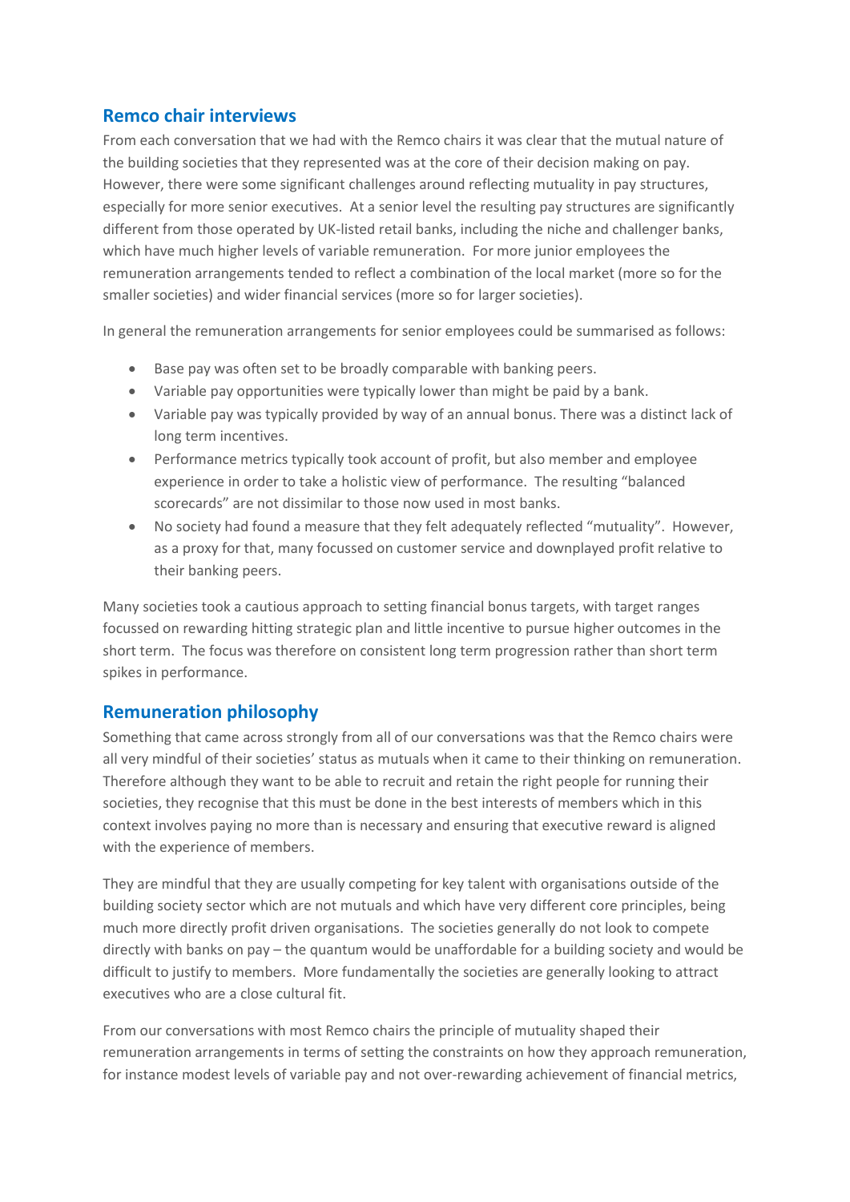## Remco chair interviews

From each conversation that we had with the Remco chairs it was clear that the mutual nature of the building societies that they represented was at the core of their decision making on pay. However, there were some significant challenges around reflecting mutuality in pay structures, especially for more senior executives. At a senior level the resulting pay structures are significantly different from those operated by UK-listed retail banks, including the niche and challenger banks, which have much higher levels of variable remuneration. For more junior employees the remuneration arrangements tended to reflect a combination of the local market (more so for the smaller societies) and wider financial services (more so for larger societies).

In general the remuneration arrangements for senior employees could be summarised as follows:

- Base pay was often set to be broadly comparable with banking peers.
- Variable pay opportunities were typically lower than might be paid by a bank.
- Variable pay was typically provided by way of an annual bonus. There was a distinct lack of long term incentives.
- Performance metrics typically took account of profit, but also member and employee experience in order to take a holistic view of performance. The resulting "balanced scorecards" are not dissimilar to those now used in most banks.
- No society had found a measure that they felt adequately reflected "mutuality". However, as a proxy for that, many focussed on customer service and downplayed profit relative to their banking peers.

Many societies took a cautious approach to setting financial bonus targets, with target ranges focussed on rewarding hitting strategic plan and little incentive to pursue higher outcomes in the short term. The focus was therefore on consistent long term progression rather than short term spikes in performance.

## Remuneration philosophy

Something that came across strongly from all of our conversations was that the Remco chairs were all very mindful of their societies' status as mutuals when it came to their thinking on remuneration. Therefore although they want to be able to recruit and retain the right people for running their societies, they recognise that this must be done in the best interests of members which in this context involves paying no more than is necessary and ensuring that executive reward is aligned with the experience of members.

They are mindful that they are usually competing for key talent with organisations outside of the building society sector which are not mutuals and which have very different core principles, being much more directly profit driven organisations. The societies generally do not look to compete directly with banks on pay – the quantum would be unaffordable for a building society and would be difficult to justify to members. More fundamentally the societies are generally looking to attract executives who are a close cultural fit.

From our conversations with most Remco chairs the principle of mutuality shaped their remuneration arrangements in terms of setting the constraints on how they approach remuneration, for instance modest levels of variable pay and not over-rewarding achievement of financial metrics,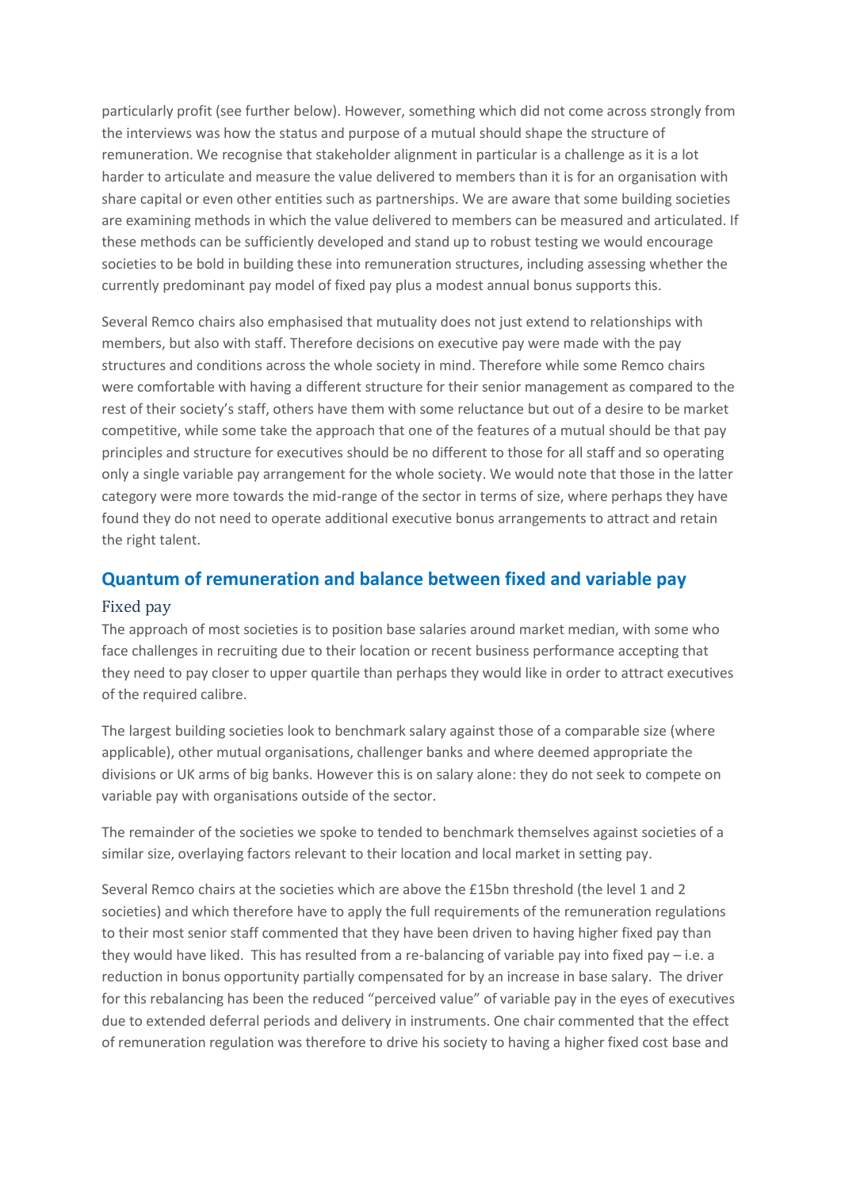particularly profit (see further below). However, something which did not come across strongly from the interviews was how the status and purpose of a mutual should shape the structure of remuneration. We recognise that stakeholder alignment in particular is a challenge as it is a lot harder to articulate and measure the value delivered to members than it is for an organisation with share capital or even other entities such as partnerships. We are aware that some building societies are examining methods in which the value delivered to members can be measured and articulated. If these methods can be sufficiently developed and stand up to robust testing we would encourage societies to be bold in building these into remuneration structures, including assessing whether the currently predominant pay model of fixed pay plus a modest annual bonus supports this.

Several Remco chairs also emphasised that mutuality does not just extend to relationships with members, but also with staff. Therefore decisions on executive pay were made with the pay structures and conditions across the whole society in mind. Therefore while some Remco chairs were comfortable with having a different structure for their senior management as compared to the rest of their society's staff, others have them with some reluctance but out of a desire to be market competitive, while some take the approach that one of the features of a mutual should be that pay principles and structure for executives should be no different to those for all staff and so operating only a single variable pay arrangement for the whole society. We would note that those in the latter category were more towards the mid-range of the sector in terms of size, where perhaps they have found they do not need to operate additional executive bonus arrangements to attract and retain the right talent.

## Quantum of remuneration and balance between fixed and variable pay

### Fixed pay

The approach of most societies is to position base salaries around market median, with some who face challenges in recruiting due to their location or recent business performance accepting that they need to pay closer to upper quartile than perhaps they would like in order to attract executives of the required calibre.

The largest building societies look to benchmark salary against those of a comparable size (where applicable), other mutual organisations, challenger banks and where deemed appropriate the divisions or UK arms of big banks. However this is on salary alone: they do not seek to compete on variable pay with organisations outside of the sector.

The remainder of the societies we spoke to tended to benchmark themselves against societies of a similar size, overlaying factors relevant to their location and local market in setting pay.

Several Remco chairs at the societies which are above the £15bn threshold (the level 1 and 2 societies) and which therefore have to apply the full requirements of the remuneration regulations to their most senior staff commented that they have been driven to having higher fixed pay than they would have liked. This has resulted from a re-balancing of variable pay into fixed pay – i.e. a reduction in bonus opportunity partially compensated for by an increase in base salary. The driver for this rebalancing has been the reduced "perceived value" of variable pay in the eyes of executives due to extended deferral periods and delivery in instruments. One chair commented that the effect of remuneration regulation was therefore to drive his society to having a higher fixed cost base and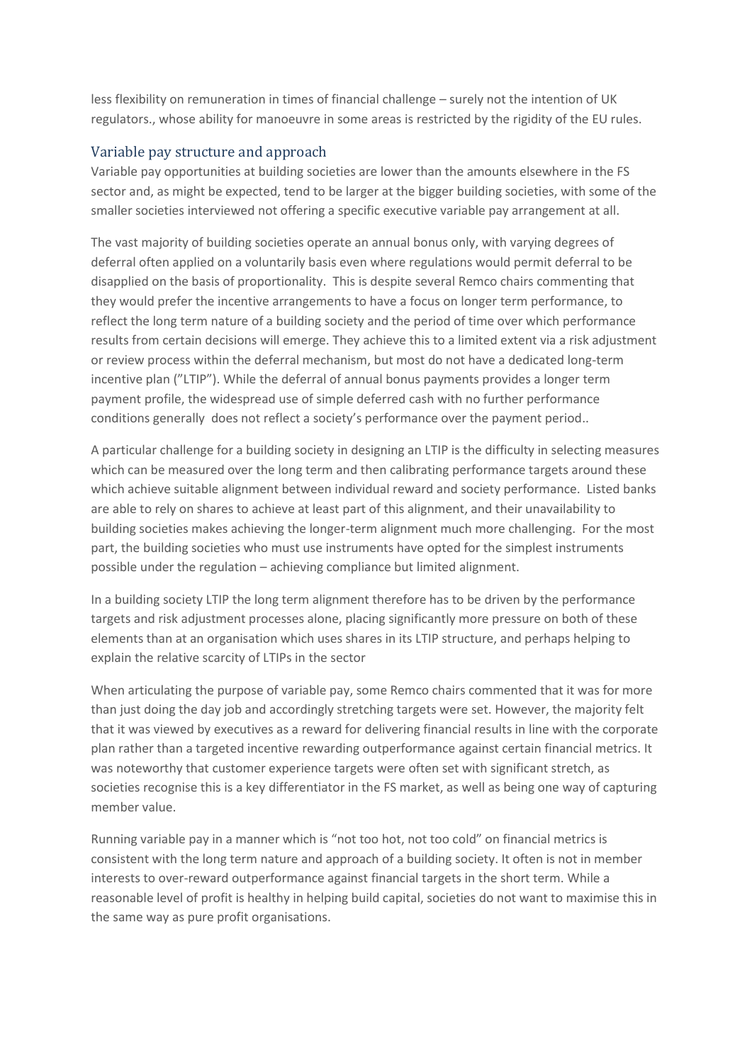less flexibility on remuneration in times of financial challenge – surely not the intention of UK regulators., whose ability for manoeuvre in some areas is restricted by the rigidity of the EU rules.

## Variable pay structure and approach

Variable pay opportunities at building societies are lower than the amounts elsewhere in the FS sector and, as might be expected, tend to be larger at the bigger building societies, with some of the smaller societies interviewed not offering a specific executive variable pay arrangement at all.

The vast majority of building societies operate an annual bonus only, with varying degrees of deferral often applied on a voluntarily basis even where regulations would permit deferral to be disapplied on the basis of proportionality. This is despite several Remco chairs commenting that they would prefer the incentive arrangements to have a focus on longer term performance, to reflect the long term nature of a building society and the period of time over which performance results from certain decisions will emerge. They achieve this to a limited extent via a risk adjustment or review process within the deferral mechanism, but most do not have a dedicated long-term incentive plan ("LTIP"). While the deferral of annual bonus payments provides a longer term payment profile, the widespread use of simple deferred cash with no further performance conditions generally does not reflect a society's performance over the payment period..

A particular challenge for a building society in designing an LTIP is the difficulty in selecting measures which can be measured over the long term and then calibrating performance targets around these which achieve suitable alignment between individual reward and society performance. Listed banks are able to rely on shares to achieve at least part of this alignment, and their unavailability to building societies makes achieving the longer-term alignment much more challenging. For the most part, the building societies who must use instruments have opted for the simplest instruments possible under the regulation – achieving compliance but limited alignment.

In a building society LTIP the long term alignment therefore has to be driven by the performance targets and risk adjustment processes alone, placing significantly more pressure on both of these elements than at an organisation which uses shares in its LTIP structure, and perhaps helping to explain the relative scarcity of LTIPs in the sector

When articulating the purpose of variable pay, some Remco chairs commented that it was for more than just doing the day job and accordingly stretching targets were set. However, the majority felt that it was viewed by executives as a reward for delivering financial results in line with the corporate plan rather than a targeted incentive rewarding outperformance against certain financial metrics. It was noteworthy that customer experience targets were often set with significant stretch, as societies recognise this is a key differentiator in the FS market, as well as being one way of capturing member value.

Running variable pay in a manner which is "not too hot, not too cold" on financial metrics is consistent with the long term nature and approach of a building society. It often is not in member interests to over-reward outperformance against financial targets in the short term. While a reasonable level of profit is healthy in helping build capital, societies do not want to maximise this in the same way as pure profit organisations.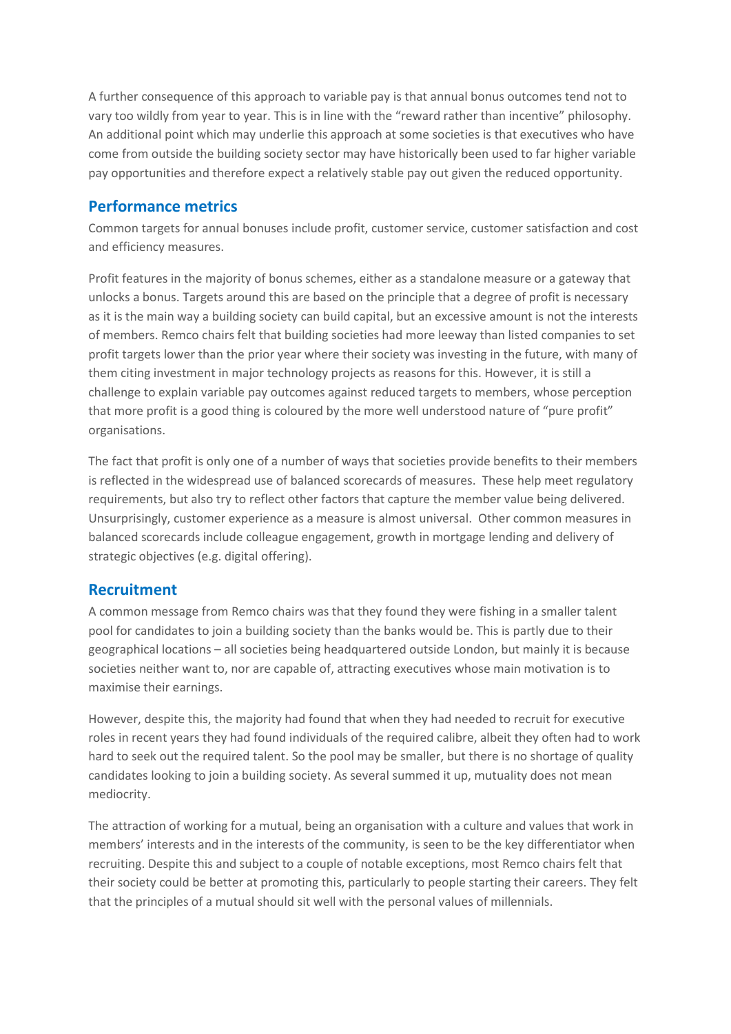A further consequence of this approach to variable pay is that annual bonus outcomes tend not to vary too wildly from year to year. This is in line with the "reward rather than incentive" philosophy. An additional point which may underlie this approach at some societies is that executives who have come from outside the building society sector may have historically been used to far higher variable pay opportunities and therefore expect a relatively stable pay out given the reduced opportunity.

## Performance metrics

Common targets for annual bonuses include profit, customer service, customer satisfaction and cost and efficiency measures.

Profit features in the majority of bonus schemes, either as a standalone measure or a gateway that unlocks a bonus. Targets around this are based on the principle that a degree of profit is necessary as it is the main way a building society can build capital, but an excessive amount is not the interests of members. Remco chairs felt that building societies had more leeway than listed companies to set profit targets lower than the prior year where their society was investing in the future, with many of them citing investment in major technology projects as reasons for this. However, it is still a challenge to explain variable pay outcomes against reduced targets to members, whose perception that more profit is a good thing is coloured by the more well understood nature of "pure profit" organisations.

The fact that profit is only one of a number of ways that societies provide benefits to their members is reflected in the widespread use of balanced scorecards of measures. These help meet regulatory requirements, but also try to reflect other factors that capture the member value being delivered. Unsurprisingly, customer experience as a measure is almost universal. Other common measures in balanced scorecards include colleague engagement, growth in mortgage lending and delivery of strategic objectives (e.g. digital offering).

## Recruitment

A common message from Remco chairs was that they found they were fishing in a smaller talent pool for candidates to join a building society than the banks would be. This is partly due to their geographical locations – all societies being headquartered outside London, but mainly it is because societies neither want to, nor are capable of, attracting executives whose main motivation is to maximise their earnings.

However, despite this, the majority had found that when they had needed to recruit for executive roles in recent years they had found individuals of the required calibre, albeit they often had to work hard to seek out the required talent. So the pool may be smaller, but there is no shortage of quality candidates looking to join a building society. As several summed it up, mutuality does not mean mediocrity.

The attraction of working for a mutual, being an organisation with a culture and values that work in members' interests and in the interests of the community, is seen to be the key differentiator when recruiting. Despite this and subject to a couple of notable exceptions, most Remco chairs felt that their society could be better at promoting this, particularly to people starting their careers. They felt that the principles of a mutual should sit well with the personal values of millennials.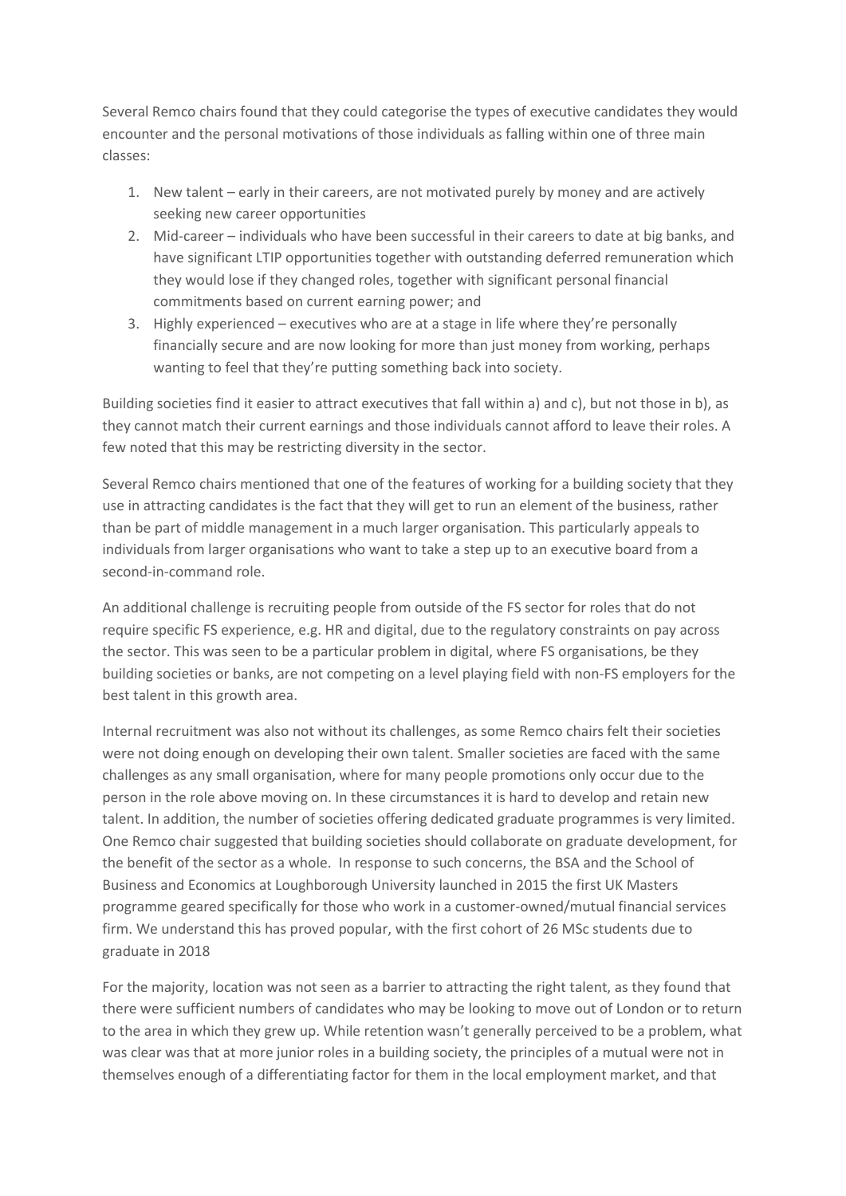Several Remco chairs found that they could categorise the types of executive candidates they would encounter and the personal motivations of those individuals as falling within one of three main classes:

1. New talent – early in their careers, are not motivated purely by money and are actively seeking new career opportunities
2. Mid-career – individuals who have been successful in their careers to date at big banks, and have significant LTIP opportunities together with outstanding deferred remuneration which they would lose if they changed roles, together with significant personal financial commitments based on current earning power; and
3. Highly experienced – executives who are at a stage in life where they're personally financially secure and are now looking for more than just money from working, perhaps wanting to feel that they're putting something back into society.

Building societies find it easier to attract executives that fall within a) and c), but not those in b), as they cannot match their current earnings and those individuals cannot afford to leave their roles. A few noted that this may be restricting diversity in the sector.

Several Remco chairs mentioned that one of the features of working for a building society that they use in attracting candidates is the fact that they will get to run an element of the business, rather than be part of middle management in a much larger organisation. This particularly appeals to individuals from larger organisations who want to take a step up to an executive board from a second-in-command role.

An additional challenge is recruiting people from outside of the FS sector for roles that do not require specific FS experience, e.g. HR and digital, due to the regulatory constraints on pay across the sector. This was seen to be a particular problem in digital, where FS organisations, be they building societies or banks, are not competing on a level playing field with non-FS employers for the best talent in this growth area.

Internal recruitment was also not without its challenges, as some Remco chairs felt their societies were not doing enough on developing their own talent. Smaller societies are faced with the same challenges as any small organisation, where for many people promotions only occur due to the person in the role above moving on. In these circumstances it is hard to develop and retain new talent. In addition, the number of societies offering dedicated graduate programmes is very limited. One Remco chair suggested that building societies should collaborate on graduate development, for the benefit of the sector as a whole. In response to such concerns, the BSA and the School of Business and Economics at Loughborough University launched in 2015 the first UK Masters programme geared specifically for those who work in a customer-owned/mutual financial services firm. We understand this has proved popular, with the first cohort of 26 MSc students due to graduate in 2018

For the majority, location was not seen as a barrier to attracting the right talent, as they found that there were sufficient numbers of candidates who may be looking to move out of London or to return to the area in which they grew up. While retention wasn't generally perceived to be a problem, what was clear was that at more junior roles in a building society, the principles of a mutual were not in themselves enough of a differentiating factor for them in the local employment market, and that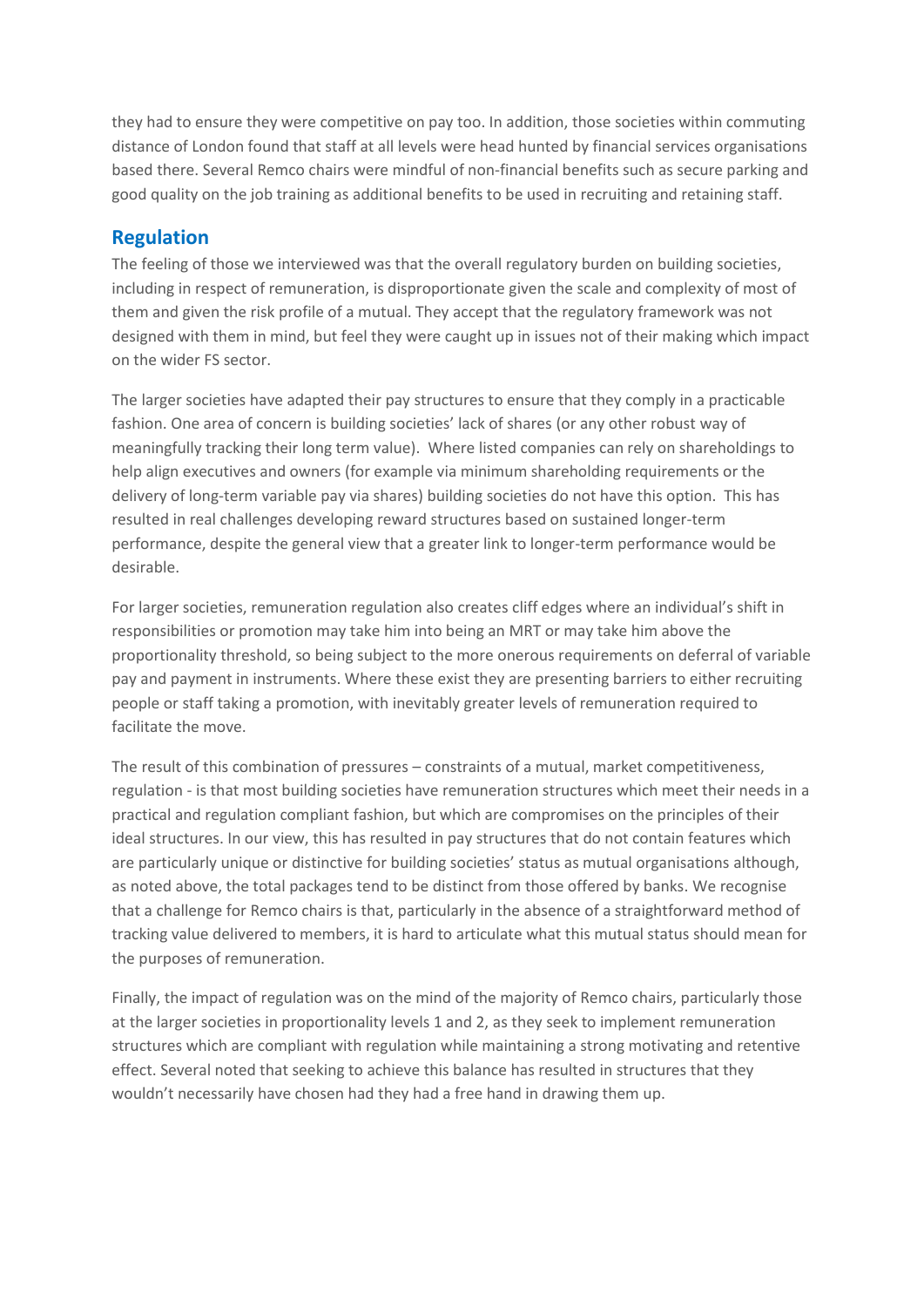they had to ensure they were competitive on pay too. In addition, those societies within commuting distance of London found that staff at all levels were head hunted by financial services organisations based there. Several Remco chairs were mindful of non-financial benefits such as secure parking and good quality on the job training as additional benefits to be used in recruiting and retaining staff.

## Regulation

The feeling of those we interviewed was that the overall regulatory burden on building societies, including in respect of remuneration, is disproportionate given the scale and complexity of most of them and given the risk profile of a mutual. They accept that the regulatory framework was not designed with them in mind, but feel they were caught up in issues not of their making which impact on the wider FS sector.

The larger societies have adapted their pay structures to ensure that they comply in a practicable fashion. One area of concern is building societies' lack of shares (or any other robust way of meaningfully tracking their long term value). Where listed companies can rely on shareholdings to help align executives and owners (for example via minimum shareholding requirements or the delivery of long-term variable pay via shares) building societies do not have this option. This has resulted in real challenges developing reward structures based on sustained longer-term performance, despite the general view that a greater link to longer-term performance would be desirable.

For larger societies, remuneration regulation also creates cliff edges where an individual's shift in responsibilities or promotion may take him into being an MRT or may take him above the proportionality threshold, so being subject to the more onerous requirements on deferral of variable pay and payment in instruments. Where these exist they are presenting barriers to either recruiting people or staff taking a promotion, with inevitably greater levels of remuneration required to facilitate the move.

The result of this combination of pressures – constraints of a mutual, market competitiveness, regulation - is that most building societies have remuneration structures which meet their needs in a practical and regulation compliant fashion, but which are compromises on the principles of their ideal structures. In our view, this has resulted in pay structures that do not contain features which are particularly unique or distinctive for building societies' status as mutual organisations although, as noted above, the total packages tend to be distinct from those offered by banks. We recognise that a challenge for Remco chairs is that, particularly in the absence of a straightforward method of tracking value delivered to members, it is hard to articulate what this mutual status should mean for the purposes of remuneration.

Finally, the impact of regulation was on the mind of the majority of Remco chairs, particularly those at the larger societies in proportionality levels 1 and 2, as they seek to implement remuneration structures which are compliant with regulation while maintaining a strong motivating and retentive effect. Several noted that seeking to achieve this balance has resulted in structures that they wouldn't necessarily have chosen had they had a free hand in drawing them up.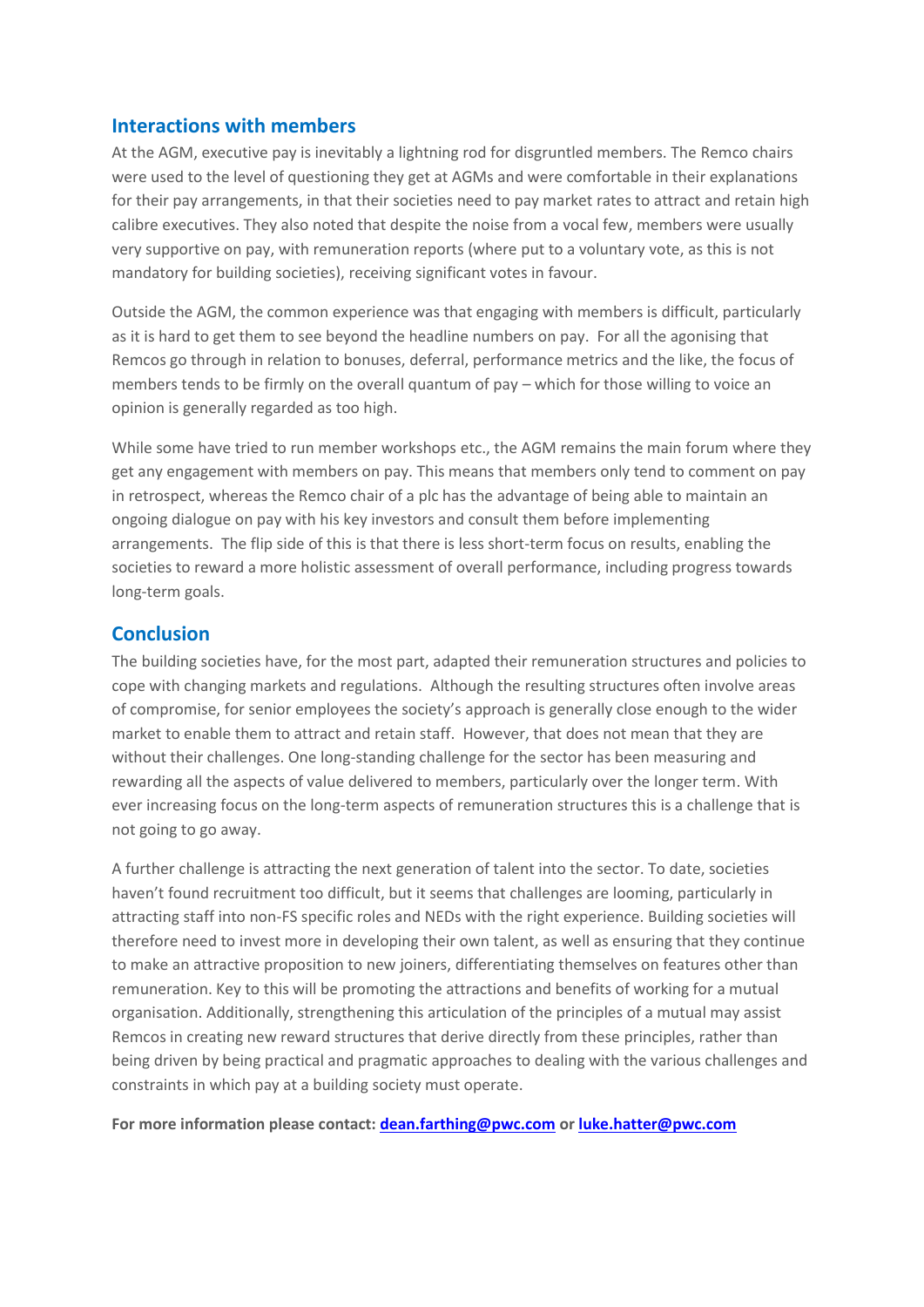## Interactions with members

At the AGM, executive pay is inevitably a lightning rod for disgruntled members. The Remco chairs were used to the level of questioning they get at AGMs and were comfortable in their explanations for their pay arrangements, in that their societies need to pay market rates to attract and retain high calibre executives. They also noted that despite the noise from a vocal few, members were usually very supportive on pay, with remuneration reports (where put to a voluntary vote, as this is not mandatory for building societies), receiving significant votes in favour.

Outside the AGM, the common experience was that engaging with members is difficult, particularly as it is hard to get them to see beyond the headline numbers on pay. For all the agonising that Remcos go through in relation to bonuses, deferral, performance metrics and the like, the focus of members tends to be firmly on the overall quantum of pay – which for those willing to voice an opinion is generally regarded as too high.

While some have tried to run member workshops etc., the AGM remains the main forum where they get any engagement with members on pay. This means that members only tend to comment on pay in retrospect, whereas the Remco chair of a plc has the advantage of being able to maintain an ongoing dialogue on pay with his key investors and consult them before implementing arrangements. The flip side of this is that there is less short-term focus on results, enabling the societies to reward a more holistic assessment of overall performance, including progress towards long-term goals.

## Conclusion

The building societies have, for the most part, adapted their remuneration structures and policies to cope with changing markets and regulations. Although the resulting structures often involve areas of compromise, for senior employees the society's approach is generally close enough to the wider market to enable them to attract and retain staff. However, that does not mean that they are without their challenges. One long-standing challenge for the sector has been measuring and rewarding all the aspects of value delivered to members, particularly over the longer term. With ever increasing focus on the long-term aspects of remuneration structures this is a challenge that is not going to go away.

A further challenge is attracting the next generation of talent into the sector. To date, societies haven't found recruitment too difficult, but it seems that challenges are looming, particularly in attracting staff into non-FS specific roles and NEDs with the right experience. Building societies will therefore need to invest more in developing their own talent, as well as ensuring that they continue to make an attractive proposition to new joiners, differentiating themselves on features other than remuneration. Key to this will be promoting the attractions and benefits of working for a mutual organisation. Additionally, strengthening this articulation of the principles of a mutual may assist Remcos in creating new reward structures that derive directly from these principles, rather than being driven by being practical and pragmatic approaches to dealing with the various challenges and constraints in which pay at a building society must operate.

**For more information please contact: dean.farthing@pwc.com or luke.hatter@pwc.com**